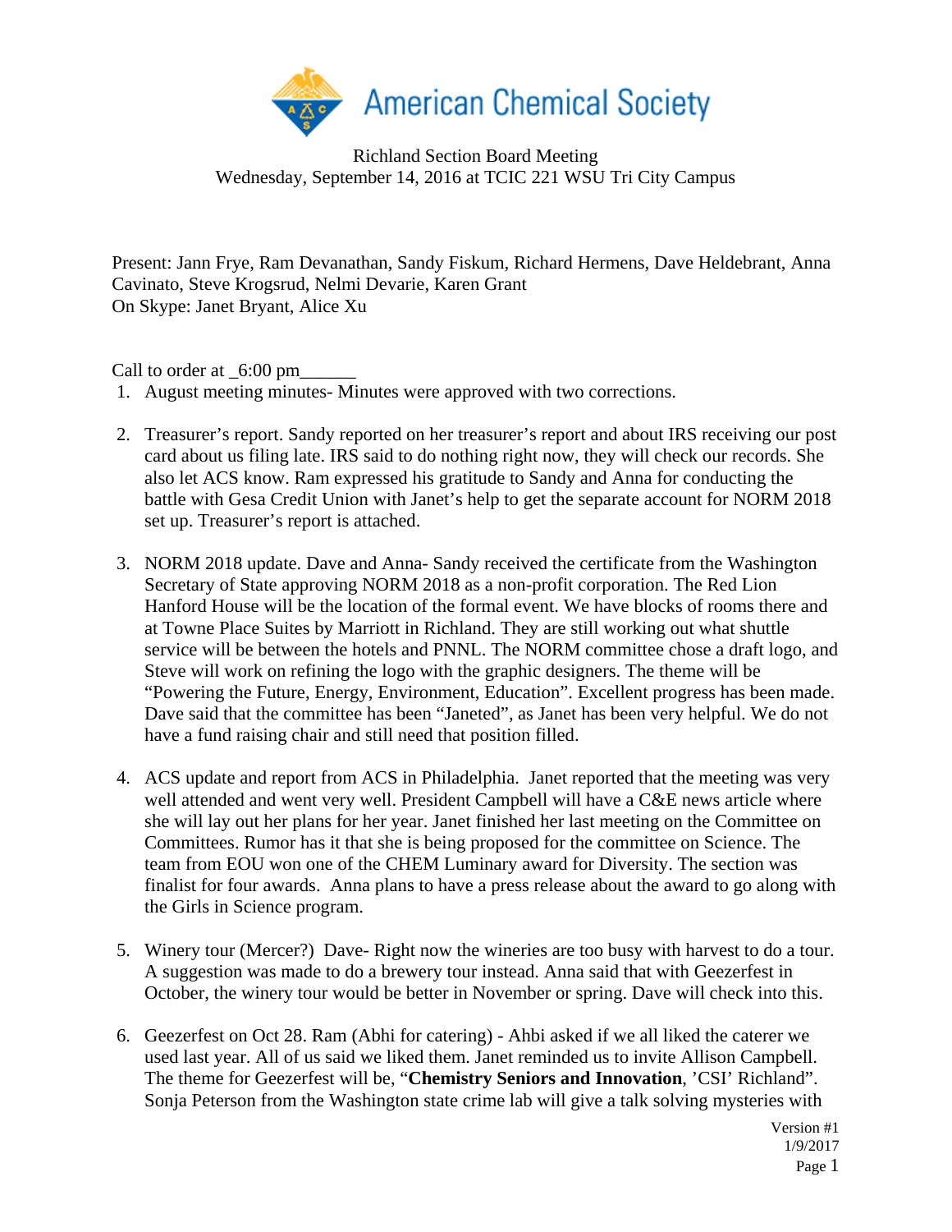American Chemical Society

Richland Section Board Meeting
Wednesday, September 14, 2016 at TCIC 221 WSU Tri City Campus

Present: Jann Frye, Ram Devanathan, Sandy Fiskum, Richard Hermens, Dave Heldebrant, Anna Cavinato, Steve Krogsrud, Nelmi Devarie, Karen Grant
On Skype: Janet Bryant, Alice Xu

Call to order at _6:00 pm______

1. August meeting minutes- Minutes were approved with two corrections.

2. Treasurer's report. Sandy reported on her treasurer's report and about IRS receiving our post card about us filing late. IRS said to do nothing right now, they will check our records. She also let ACS know. Ram expressed his gratitude to Sandy and Anna for conducting the battle with Gesa Credit Union with Janet's help to get the separate account for NORM 2018 set up. Treasurer's report is attached.

3. NORM 2018 update. Dave and Anna- Sandy received the certificate from the Washington Secretary of State approving NORM 2018 as a non-profit corporation. The Red Lion Hanford House will be the location of the formal event. We have blocks of rooms there and at Towne Place Suites by Marriott in Richland. They are still working out what shuttle service will be between the hotels and PNNL. The NORM committee chose a draft logo, and Steve will work on refining the logo with the graphic designers. The theme will be "Powering the Future, Energy, Environment, Education". Excellent progress has been made. Dave said that the committee has been "Janeted", as Janet has been very helpful. We do not have a fund raising chair and still need that position filled.

4. ACS update and report from ACS in Philadelphia. Janet reported that the meeting was very well attended and went very well. President Campbell will have a C&E news article where she will lay out her plans for her year. Janet finished her last meeting on the Committee on Committees. Rumor has it that she is being proposed for the committee on Science. The team from EOU won one of the CHEM Luminary award for Diversity. The section was finalist for four awards. Anna plans to have a press release about the award to go along with the Girls in Science program.

5. Winery tour (Mercer?) Dave- Right now the wineries are too busy with harvest to do a tour. A suggestion was made to do a brewery tour instead. Anna said that with Geezerfest in October, the winery tour would be better in November or spring. Dave will check into this.

6. Geezerfest on Oct 28. Ram (Abhi for catering) - Ahbi asked if we all liked the caterer we used last year. All of us said we liked them. Janet reminded us to invite Allison Campbell. The theme for Geezerfest will be, "**Chemistry Seniors and Innovation**, 'CSI' Richland". Sonja Peterson from the Washington state crime lab will give a talk solving mysteries with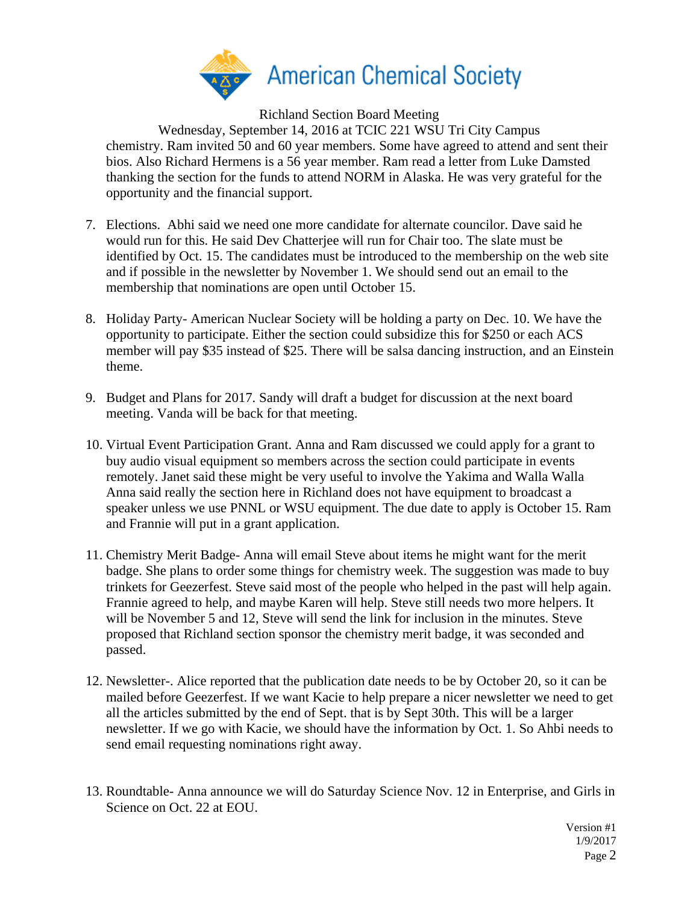Richland Section Board Meeting

Wednesday, September 14, 2016 at TCIC 221 WSU Tri City Campus

chemistry. Ram invited 50 and 60 year members. Some have agreed to attend and sent their bios. Also Richard Hermens is a 56 year member. Ram read a letter from Luke Damsted thanking the section for the funds to attend NORM in Alaska. He was very grateful for the opportunity and the financial support.

7. Elections. Abhi said we need one more candidate for alternate councilor. Dave said he would run for this. He said Dev Chatterjee will run for Chair too. The slate must be identified by Oct. 15. The candidates must be introduced to the membership on the web site and if possible in the newsletter by November 1. We should send out an email to the membership that nominations are open until October 15.

8. Holiday Party- American Nuclear Society will be holding a party on Dec. 10. We have the opportunity to participate. Either the section could subsidize this for $250 or each ACS member will pay $35 instead of $25. There will be salsa dancing instruction, and an Einstein theme.

9. Budget and Plans for 2017. Sandy will draft a budget for discussion at the next board meeting. Vanda will be back for that meeting.

10. Virtual Event Participation Grant. Anna and Ram discussed we could apply for a grant to buy audio visual equipment so members across the section could participate in events remotely. Janet said these might be very useful to involve the Yakima and Walla Walla Anna said really the section here in Richland does not have equipment to broadcast a speaker unless we use PNNL or WSU equipment. The due date to apply is October 15. Ram and Frannie will put in a grant application.

11. Chemistry Merit Badge- Anna will email Steve about items he might want for the merit badge. She plans to order some things for chemistry week. The suggestion was made to buy trinkets for Geezerfest. Steve said most of the people who helped in the past will help again. Frannie agreed to help, and maybe Karen will help. Steve still needs two more helpers. It will be November 5 and 12, Steve will send the link for inclusion in the minutes. Steve proposed that Richland section sponsor the chemistry merit badge, it was seconded and passed.

12. Newsletter-. Alice reported that the publication date needs to be by October 20, so it can be mailed before Geezerfest. If we want Kacie to help prepare a nicer newsletter we need to get all the articles submitted by the end of Sept. that is by Sept 30th. This will be a larger newsletter. If we go with Kacie, we should have the information by Oct. 1. So Ahbi needs to send email requesting nominations right away.

13. Roundtable- Anna announce we will do Saturday Science Nov. 12 in Enterprise, and Girls in Science on Oct. 22 at EOU.

Version #1
1/9/2017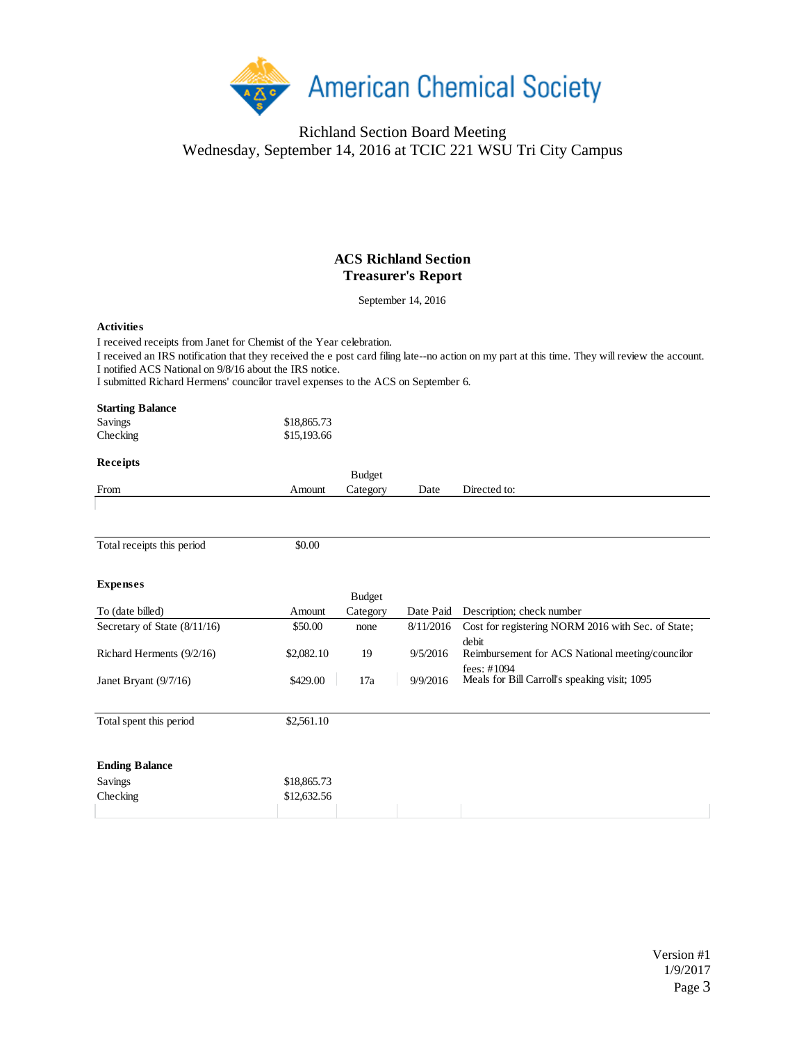American Chemical Society

Richland Section Board Meeting
Wednesday, September 14, 2016 at TCIC 221 WSU Tri City Campus

## ACS Richland Section
## Treasurer's Report

September 14, 2016

**Activities**

I received receipts from Janet for Chemist of the Year celebration.
I received an IRS notification that they received the e post card filing late--no action on my part at this time. They will review the account.
I notified ACS National on 9/8/16 about the IRS notice.
I submitted Richard Hermens' councilor travel expenses to the ACS on September 6.

**Starting Balance**

| | |
|---|---|
| Savings | $18,865.73 |
| Checking | $15,193.66 |

**Receipts**

| From | Amount | Budget Category | Date | Directed to: |
|---|---|---|---|---|
| | | | | |
| Total receipts this period | $0.00 | | | |

**Expenses**

| To (date billed) | Amount | Budget Category | Date Paid | Description; check number |
|---|---|---|---|---|
| Secretary of State (8/11/16) | $50.00 | none | 8/11/2016 | Cost for registering NORM 2016 with Sec. of State; debit |
| Richard Herments (9/2/16) | $2,082.10 | 19 | 9/5/2016 | Reimbursement for ACS National meeting/councilor fees: #1094 |
| Janet Bryant (9/7/16) | $429.00 | 17a | 9/9/2016 | Meals for Bill Carroll's speaking visit; 1095 |
| Total spent this period | $2,561.10 | | | |

**Ending Balance**

| | |
|---|---|
| Savings | $18,865.73 |
| Checking | $12,632.56 |

Version #1
1/9/2017